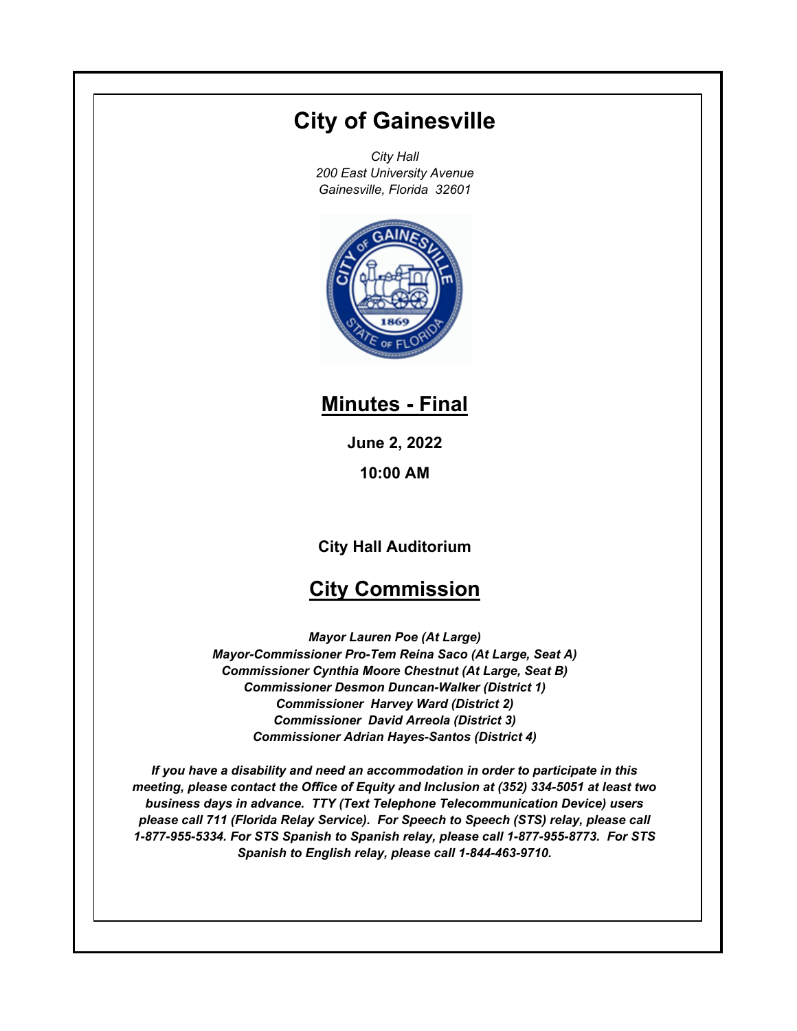# City of Gainesville

*City Hall*
*200 East University Avenue*
*Gainesville, Florida 32601*

## Minutes - Final

**June 2, 2022**

**10:00 AM**

**City Hall Auditorium**

## City Commission

***Mayor Lauren Poe (At Large)***
***Mayor-Commissioner Pro-Tem Reina Saco (At Large, Seat A)***
***Commissioner Cynthia Moore Chestnut (At Large, Seat B)***
***Commissioner Desmon Duncan-Walker (District 1)***
***Commissioner Harvey Ward (District 2)***
***Commissioner David Arreola (District 3)***
***Commissioner Adrian Hayes-Santos (District 4)***

***If you have a disability and need an accommodation in order to participate in this meeting, please contact the Office of Equity and Inclusion at (352) 334-5051 at least two business days in advance. TTY (Text Telephone Telecommunication Device) users please call 711 (Florida Relay Service). For Speech to Speech (STS) relay, please call 1-877-955-5334. For STS Spanish to Spanish relay, please call 1-877-955-8773. For STS Spanish to English relay, please call 1-844-463-9710.***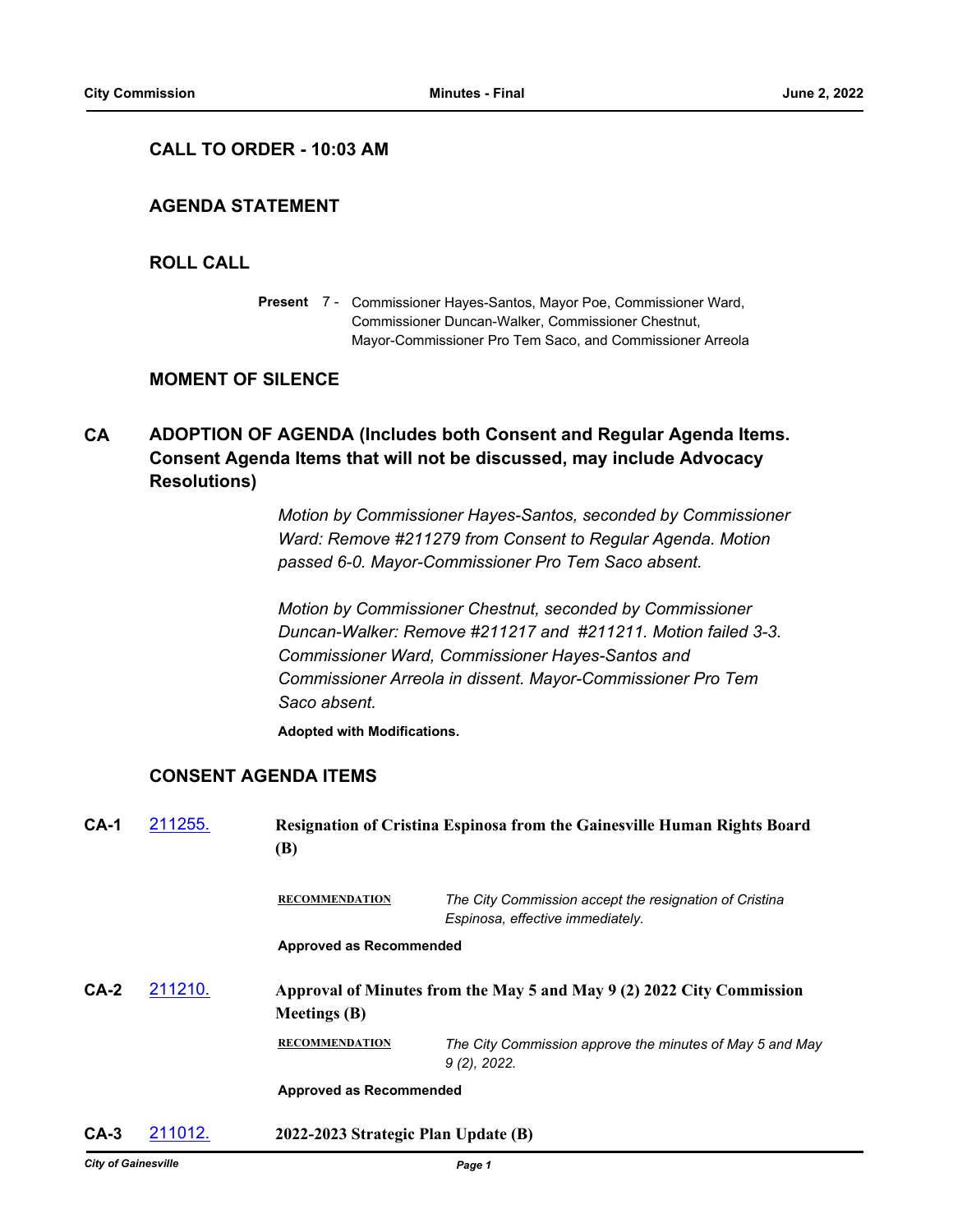## CALL TO ORDER - 10:03 AM

## AGENDA STATEMENT

## ROLL CALL

**Present** 7 - Commissioner Hayes-Santos, Mayor Poe, Commissioner Ward, Commissioner Duncan-Walker, Commissioner Chestnut, Mayor-Commissioner Pro Tem Saco, and Commissioner Arreola

## MOMENT OF SILENCE

## CA ADOPTION OF AGENDA (Includes both Consent and Regular Agenda Items. Consent Agenda Items that will not be discussed, may include Advocacy Resolutions)

*Motion by Commissioner Hayes-Santos, seconded by Commissioner Ward: Remove #211279 from Consent to Regular Agenda. Motion passed 6-0. Mayor-Commissioner Pro Tem Saco absent.*

*Motion by Commissioner Chestnut, seconded by Commissioner Duncan-Walker: Remove #211217 and #211211. Motion failed 3-3. Commissioner Ward, Commissioner Hayes-Santos and Commissioner Arreola in dissent. Mayor-Commissioner Pro Tem Saco absent.*

**Adopted with Modifications.**

## CONSENT AGENDA ITEMS

**CA-1** [211255.](211255.) **Resignation of Cristina Espinosa from the Gainesville Human Rights Board (B)**

**RECOMMENDATION** *The City Commission accept the resignation of Cristina Espinosa, effective immediately.*

**Approved as Recommended**

**CA-2** [211210.](211210.) **Approval of Minutes from the May 5 and May 9 (2) 2022 City Commission Meetings (B)**

**RECOMMENDATION** *The City Commission approve the minutes of May 5 and May 9 (2), 2022.*

**Approved as Recommended**

**CA-3** [211012.](211012.) **2022-2023 Strategic Plan Update (B)**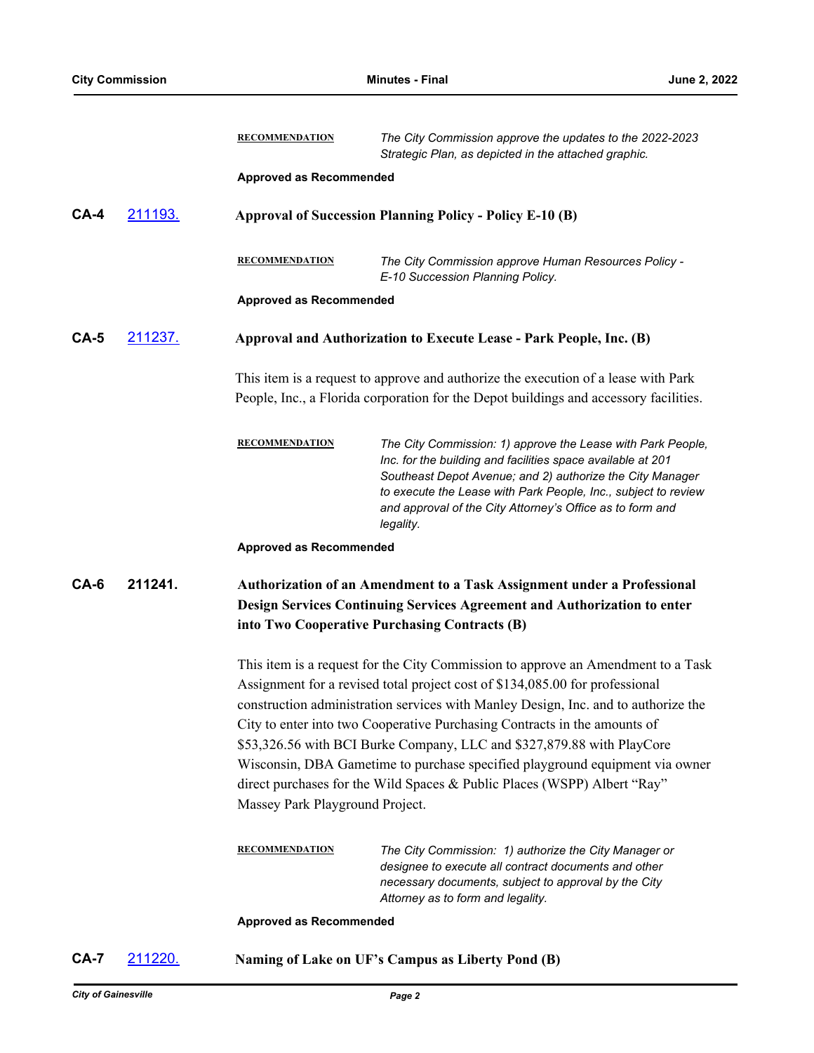**RECOMMENDATION** *The City Commission approve the updates to the 2022-2023 Strategic Plan, as depicted in the attached graphic.*

**Approved as Recommended**

### CA-4 211193. Approval of Succession Planning Policy - Policy E-10 (B)

**RECOMMENDATION** *The City Commission approve Human Resources Policy - E-10 Succession Planning Policy.*

**Approved as Recommended**

### CA-5 211237. Approval and Authorization to Execute Lease - Park People, Inc. (B)

This item is a request to approve and authorize the execution of a lease with Park People, Inc., a Florida corporation for the Depot buildings and accessory facilities.

**RECOMMENDATION** *The City Commission: 1) approve the Lease with Park People, Inc. for the building and facilities space available at 201 Southeast Depot Avenue; and 2) authorize the City Manager to execute the Lease with Park People, Inc., subject to review and approval of the City Attorney's Office as to form and legality.*

**Approved as Recommended**

### CA-6 211241. Authorization of an Amendment to a Task Assignment under a Professional Design Services Continuing Services Agreement and Authorization to enter into Two Cooperative Purchasing Contracts (B)

This item is a request for the City Commission to approve an Amendment to a Task Assignment for a revised total project cost of $134,085.00 for professional construction administration services with Manley Design, Inc. and to authorize the City to enter into two Cooperative Purchasing Contracts in the amounts of $53,326.56 with BCI Burke Company, LLC and $327,879.88 with PlayCore Wisconsin, DBA Gametime to purchase specified playground equipment via owner direct purchases for the Wild Spaces & Public Places (WSPP) Albert "Ray" Massey Park Playground Project.

**RECOMMENDATION** *The City Commission: 1) authorize the City Manager or designee to execute all contract documents and other necessary documents, subject to approval by the City Attorney as to form and legality.*

**Approved as Recommended**

### CA-7 211220. Naming of Lake on UF's Campus as Liberty Pond (B)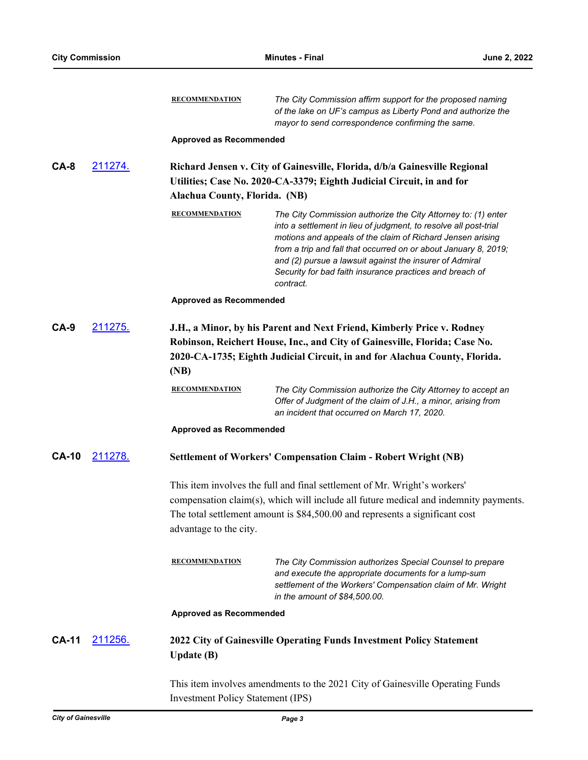**RECOMMENDATION** *The City Commission affirm support for the proposed naming of the lake on UF's campus as Liberty Pond and authorize the mayor to send correspondence confirming the same.*

**Approved as Recommended**

**CA-8** 211274. **Richard Jensen v. City of Gainesville, Florida, d/b/a Gainesville Regional Utilities; Case No. 2020-CA-3379; Eighth Judicial Circuit, in and for Alachua County, Florida. (NB)**

**RECOMMENDATION** *The City Commission authorize the City Attorney to: (1) enter into a settlement in lieu of judgment, to resolve all post-trial motions and appeals of the claim of Richard Jensen arising from a trip and fall that occurred on or about January 8, 2019; and (2) pursue a lawsuit against the insurer of Admiral Security for bad faith insurance practices and breach of contract.*

**Approved as Recommended**

**CA-9** 211275. **J.H., a Minor, by his Parent and Next Friend, Kimberly Price v. Rodney Robinson, Reichert House, Inc., and City of Gainesville, Florida; Case No. 2020-CA-1735; Eighth Judicial Circuit, in and for Alachua County, Florida. (NB)**

**RECOMMENDATION** *The City Commission authorize the City Attorney to accept an Offer of Judgment of the claim of J.H., a minor, arising from an incident that occurred on March 17, 2020.*

**Approved as Recommended**

**CA-10** 211278. **Settlement of Workers' Compensation Claim - Robert Wright (NB)**

This item involves the full and final settlement of Mr. Wright's workers' compensation claim(s), which will include all future medical and indemnity payments. The total settlement amount is $84,500.00 and represents a significant cost advantage to the city.

**RECOMMENDATION** *The City Commission authorizes Special Counsel to prepare and execute the appropriate documents for a lump-sum settlement of the Workers' Compensation claim of Mr. Wright in the amount of $84,500.00.*

**Approved as Recommended**

**CA-11** 211256. **2022 City of Gainesville Operating Funds Investment Policy Statement Update (B)**

This item involves amendments to the 2021 City of Gainesville Operating Funds Investment Policy Statement (IPS)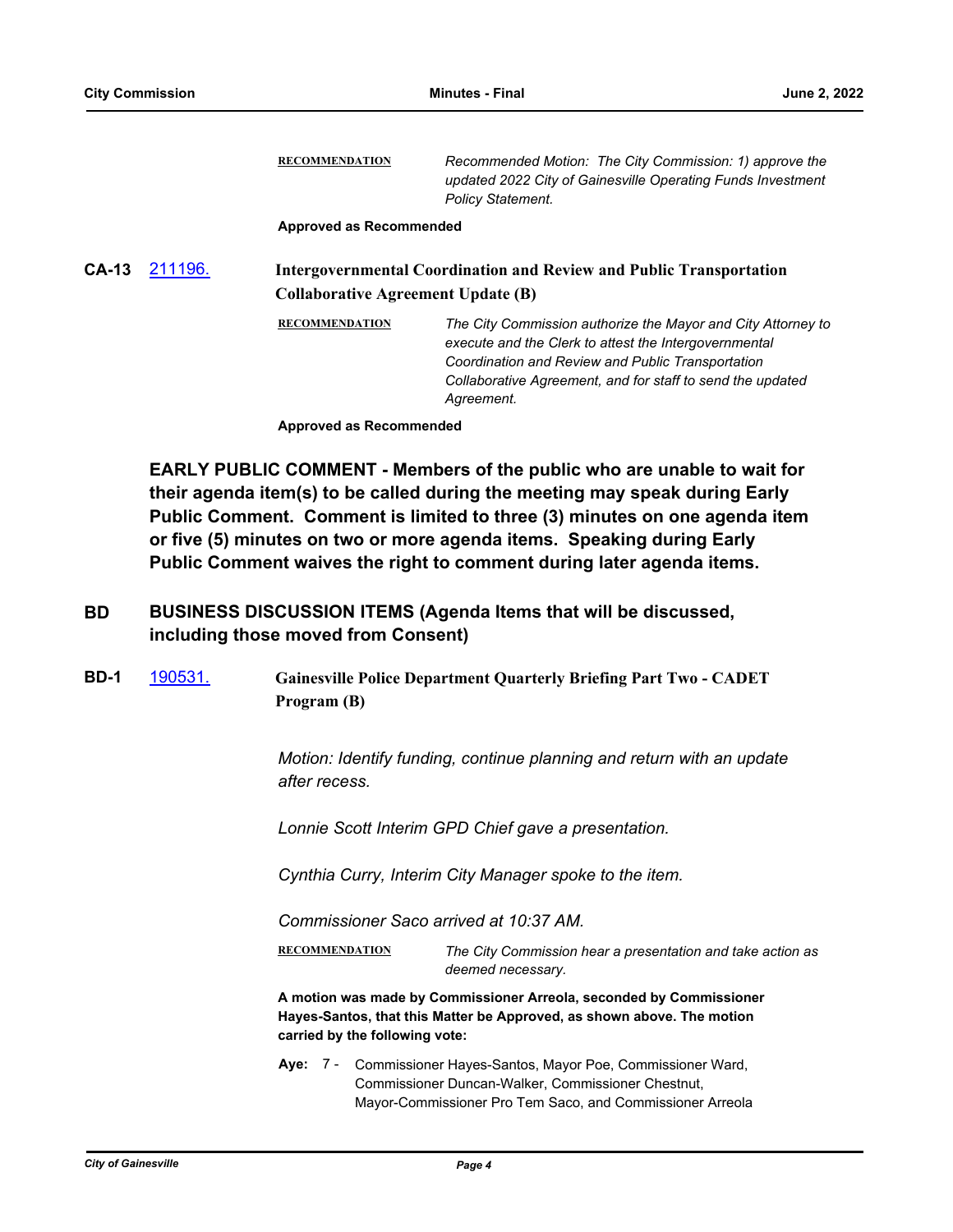**RECOMMENDATION** *Recommended Motion: The City Commission: 1) approve the updated 2022 City of Gainesville Operating Funds Investment Policy Statement.*

**Approved as Recommended**

**CA-13** [211196.](211196.) **Intergovernmental Coordination and Review and Public Transportation Collaborative Agreement Update (B)**

**RECOMMENDATION** *The City Commission authorize the Mayor and City Attorney to execute and the Clerk to attest the Intergovernmental Coordination and Review and Public Transportation Collaborative Agreement, and for staff to send the updated Agreement.*

**Approved as Recommended**

**EARLY PUBLIC COMMENT - Members of the public who are unable to wait for their agenda item(s) to be called during the meeting may speak during Early Public Comment. Comment is limited to three (3) minutes on one agenda item or five (5) minutes on two or more agenda items. Speaking during Early Public Comment waives the right to comment during later agenda items.**

## BD BUSINESS DISCUSSION ITEMS (Agenda Items that will be discussed, including those moved from Consent)

**BD-1** [190531.](190531.) **Gainesville Police Department Quarterly Briefing Part Two - CADET Program (B)**

*Motion: Identify funding, continue planning and return with an update after recess.*

*Lonnie Scott Interim GPD Chief gave a presentation.*

*Cynthia Curry, Interim City Manager spoke to the item.*

*Commissioner Saco arrived at 10:37 AM.*

**RECOMMENDATION** *The City Commission hear a presentation and take action as deemed necessary.*

**A motion was made by Commissioner Arreola, seconded by Commissioner Hayes-Santos, that this Matter be Approved, as shown above. The motion carried by the following vote:**

**Aye:** 7 - Commissioner Hayes-Santos, Mayor Poe, Commissioner Ward, Commissioner Duncan-Walker, Commissioner Chestnut, Mayor-Commissioner Pro Tem Saco, and Commissioner Arreola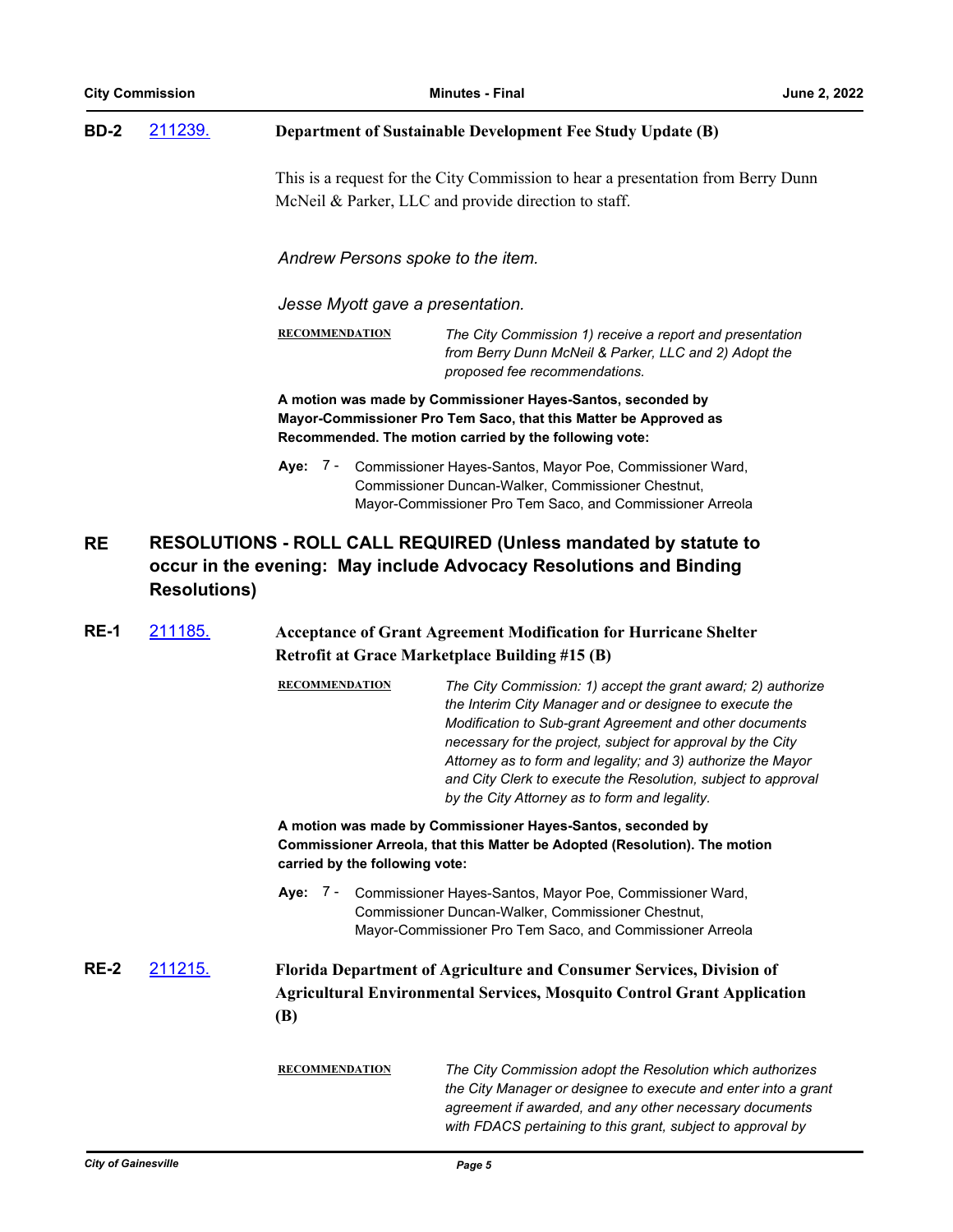**BD-2** 211239. **Department of Sustainable Development Fee Study Update (B)**

This is a request for the City Commission to hear a presentation from Berry Dunn McNeil & Parker, LLC and provide direction to staff.

*Andrew Persons spoke to the item.*

*Jesse Myott gave a presentation.*

**RECOMMENDATION** *The City Commission 1) receive a report and presentation from Berry Dunn McNeil & Parker, LLC and 2) Adopt the proposed fee recommendations.*

**A motion was made by Commissioner Hayes-Santos, seconded by Mayor-Commissioner Pro Tem Saco, that this Matter be Approved as Recommended. The motion carried by the following vote:**

**Aye:** 7 - Commissioner Hayes-Santos, Mayor Poe, Commissioner Ward, Commissioner Duncan-Walker, Commissioner Chestnut, Mayor-Commissioner Pro Tem Saco, and Commissioner Arreola

## RE RESOLUTIONS - ROLL CALL REQUIRED (Unless mandated by statute to occur in the evening: May include Advocacy Resolutions and Binding Resolutions)

**RE-1** 211185. **Acceptance of Grant Agreement Modification for Hurricane Shelter Retrofit at Grace Marketplace Building #15 (B)**

**RECOMMENDATION** *The City Commission: 1) accept the grant award; 2) authorize the Interim City Manager and or designee to execute the Modification to Sub-grant Agreement and other documents necessary for the project, subject for approval by the City Attorney as to form and legality; and 3) authorize the Mayor and City Clerk to execute the Resolution, subject to approval by the City Attorney as to form and legality.*

**A motion was made by Commissioner Hayes-Santos, seconded by Commissioner Arreola, that this Matter be Adopted (Resolution). The motion carried by the following vote:**

**Aye:** 7 - Commissioner Hayes-Santos, Mayor Poe, Commissioner Ward, Commissioner Duncan-Walker, Commissioner Chestnut, Mayor-Commissioner Pro Tem Saco, and Commissioner Arreola

**RE-2** 211215. **Florida Department of Agriculture and Consumer Services, Division of Agricultural Environmental Services, Mosquito Control Grant Application (B)**

**RECOMMENDATION** *The City Commission adopt the Resolution which authorizes the City Manager or designee to execute and enter into a grant agreement if awarded, and any other necessary documents with FDACS pertaining to this grant, subject to approval by*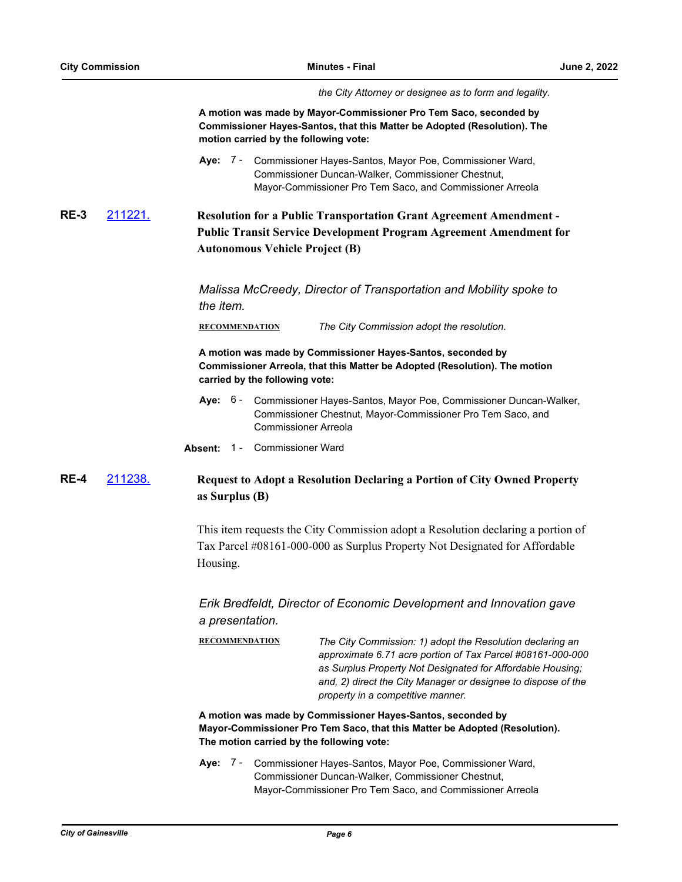*the City Attorney or designee as to form and legality.*

**A motion was made by Mayor-Commissioner Pro Tem Saco, seconded by Commissioner Hayes-Santos, that this Matter be Adopted (Resolution). The motion carried by the following vote:**

**Aye:** 7 - Commissioner Hayes-Santos, Mayor Poe, Commissioner Ward, Commissioner Duncan-Walker, Commissioner Chestnut, Mayor-Commissioner Pro Tem Saco, and Commissioner Arreola

**RE-3** [211221.](211221.) **Resolution for a Public Transportation Grant Agreement Amendment - Public Transit Service Development Program Agreement Amendment for Autonomous Vehicle Project (B)**

*Malissa McCreedy, Director of Transportation and Mobility spoke to the item.*

**RECOMMENDATION** *The City Commission adopt the resolution.*

**A motion was made by Commissioner Hayes-Santos, seconded by Commissioner Arreola, that this Matter be Adopted (Resolution). The motion carried by the following vote:**

**Aye:** 6 - Commissioner Hayes-Santos, Mayor Poe, Commissioner Duncan-Walker, Commissioner Chestnut, Mayor-Commissioner Pro Tem Saco, and Commissioner Arreola

**Absent:** 1 - Commissioner Ward

**RE-4** [211238.](211238.) **Request to Adopt a Resolution Declaring a Portion of City Owned Property as Surplus (B)**

This item requests the City Commission adopt a Resolution declaring a portion of Tax Parcel #08161-000-000 as Surplus Property Not Designated for Affordable Housing.

*Erik Bredfeldt, Director of Economic Development and Innovation gave a presentation.*

**RECOMMENDATION** *The City Commission: 1) adopt the Resolution declaring an approximate 6.71 acre portion of Tax Parcel #08161-000-000 as Surplus Property Not Designated for Affordable Housing; and, 2) direct the City Manager or designee to dispose of the property in a competitive manner.*

**A motion was made by Commissioner Hayes-Santos, seconded by Mayor-Commissioner Pro Tem Saco, that this Matter be Adopted (Resolution). The motion carried by the following vote:**

**Aye:** 7 - Commissioner Hayes-Santos, Mayor Poe, Commissioner Ward, Commissioner Duncan-Walker, Commissioner Chestnut, Mayor-Commissioner Pro Tem Saco, and Commissioner Arreola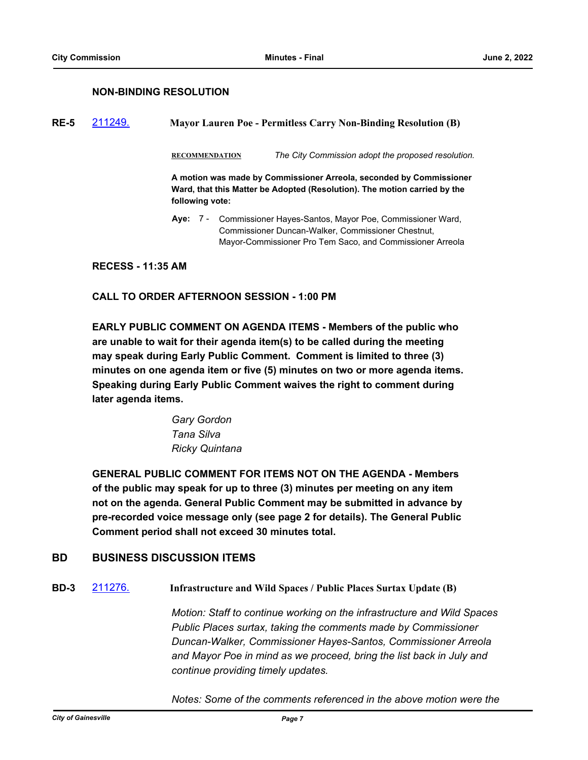### NON-BINDING RESOLUTION

**RE-5** [211249.](#) **Mayor Lauren Poe - Permitless Carry Non-Binding Resolution (B)**

**RECOMMENDATION** *The City Commission adopt the proposed resolution.*

**A motion was made by Commissioner Arreola, seconded by Commissioner Ward, that this Matter be Adopted (Resolution). The motion carried by the following vote:**

**Aye:** 7 - Commissioner Hayes-Santos, Mayor Poe, Commissioner Ward, Commissioner Duncan-Walker, Commissioner Chestnut, Mayor-Commissioner Pro Tem Saco, and Commissioner Arreola

**RECESS - 11:35 AM**

**CALL TO ORDER AFTERNOON SESSION - 1:00 PM**

**EARLY PUBLIC COMMENT ON AGENDA ITEMS - Members of the public who are unable to wait for their agenda item(s) to be called during the meeting may speak during Early Public Comment. Comment is limited to three (3) minutes on one agenda item or five (5) minutes on two or more agenda items. Speaking during Early Public Comment waives the right to comment during later agenda items.**

*Gary Gordon*
*Tana Silva*
*Ricky Quintana*

**GENERAL PUBLIC COMMENT FOR ITEMS NOT ON THE AGENDA - Members of the public may speak for up to three (3) minutes per meeting on any item not on the agenda. General Public Comment may be submitted in advance by pre-recorded voice message only (see page 2 for details). The General Public Comment period shall not exceed 30 minutes total.**

## BD BUSINESS DISCUSSION ITEMS

**BD-3** [211276.](#) **Infrastructure and Wild Spaces / Public Places Surtax Update (B)**

*Motion: Staff to continue working on the infrastructure and Wild Spaces Public Places surtax, taking the comments made by Commissioner Duncan-Walker, Commissioner Hayes-Santos, Commissioner Arreola and Mayor Poe in mind as we proceed, bring the list back in July and continue providing timely updates.*

*Notes: Some of the comments referenced in the above motion were the*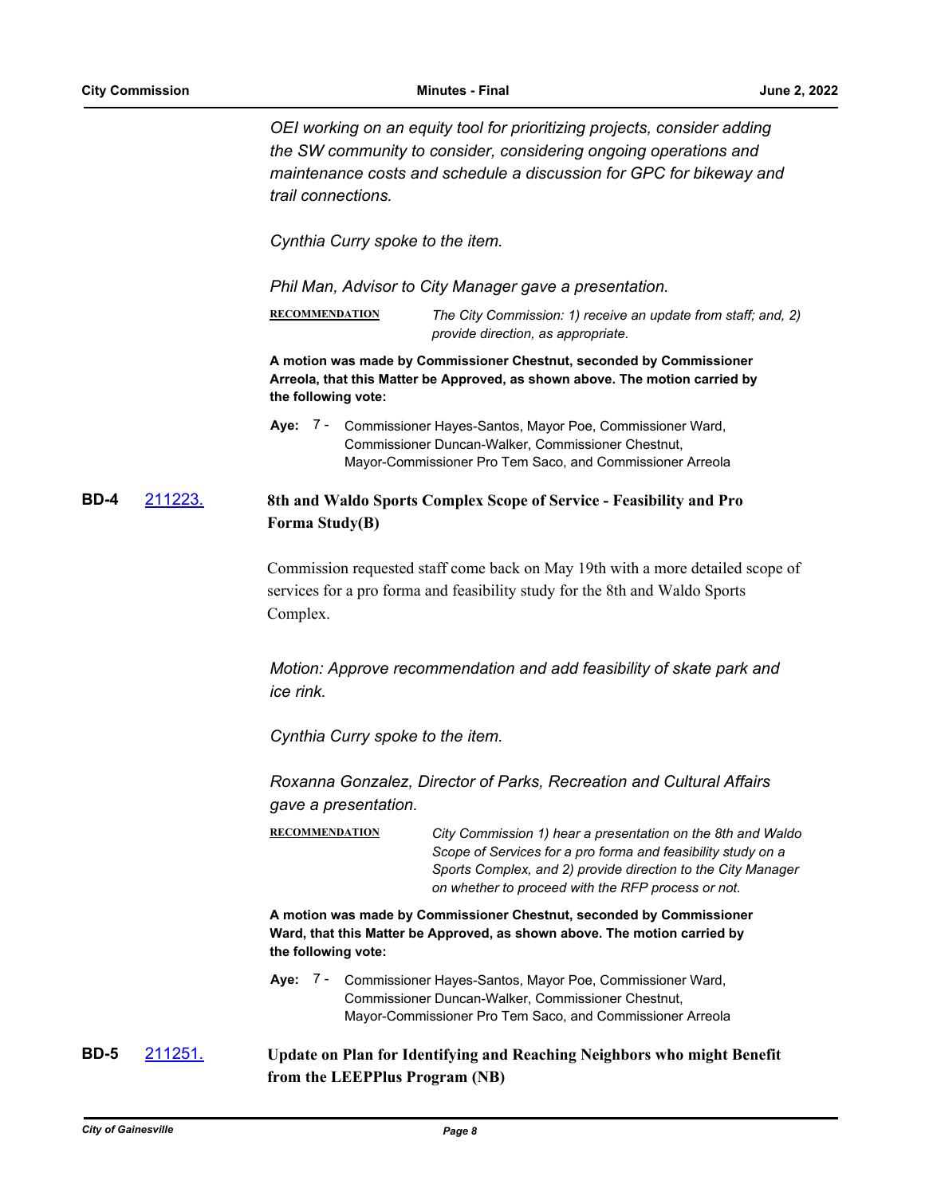*OEI working on an equity tool for prioritizing projects, consider adding the SW community to consider, considering ongoing operations and maintenance costs and schedule a discussion for GPC for bikeway and trail connections.*

*Cynthia Curry spoke to the item.*

*Phil Man, Advisor to City Manager gave a presentation.*

**RECOMMENDATION** *The City Commission: 1) receive an update from staff; and, 2) provide direction, as appropriate.*

**A motion was made by Commissioner Chestnut, seconded by Commissioner Arreola, that this Matter be Approved, as shown above. The motion carried by the following vote:**

**Aye:** 7 - Commissioner Hayes-Santos, Mayor Poe, Commissioner Ward, Commissioner Duncan-Walker, Commissioner Chestnut, Mayor-Commissioner Pro Tem Saco, and Commissioner Arreola

**BD-4** 211223. **8th and Waldo Sports Complex Scope of Service - Feasibility and Pro Forma Study(B)**

Commission requested staff come back on May 19th with a more detailed scope of services for a pro forma and feasibility study for the 8th and Waldo Sports Complex.

*Motion: Approve recommendation and add feasibility of skate park and ice rink.*

*Cynthia Curry spoke to the item.*

*Roxanna Gonzalez, Director of Parks, Recreation and Cultural Affairs gave a presentation.*

**RECOMMENDATION** *City Commission 1) hear a presentation on the 8th and Waldo Scope of Services for a pro forma and feasibility study on a Sports Complex, and 2) provide direction to the City Manager on whether to proceed with the RFP process or not.*

**A motion was made by Commissioner Chestnut, seconded by Commissioner Ward, that this Matter be Approved, as shown above. The motion carried by the following vote:**

**Aye:** 7 - Commissioner Hayes-Santos, Mayor Poe, Commissioner Ward, Commissioner Duncan-Walker, Commissioner Chestnut, Mayor-Commissioner Pro Tem Saco, and Commissioner Arreola

**BD-5** 211251. **Update on Plan for Identifying and Reaching Neighbors who might Benefit from the LEEPPlus Program (NB)**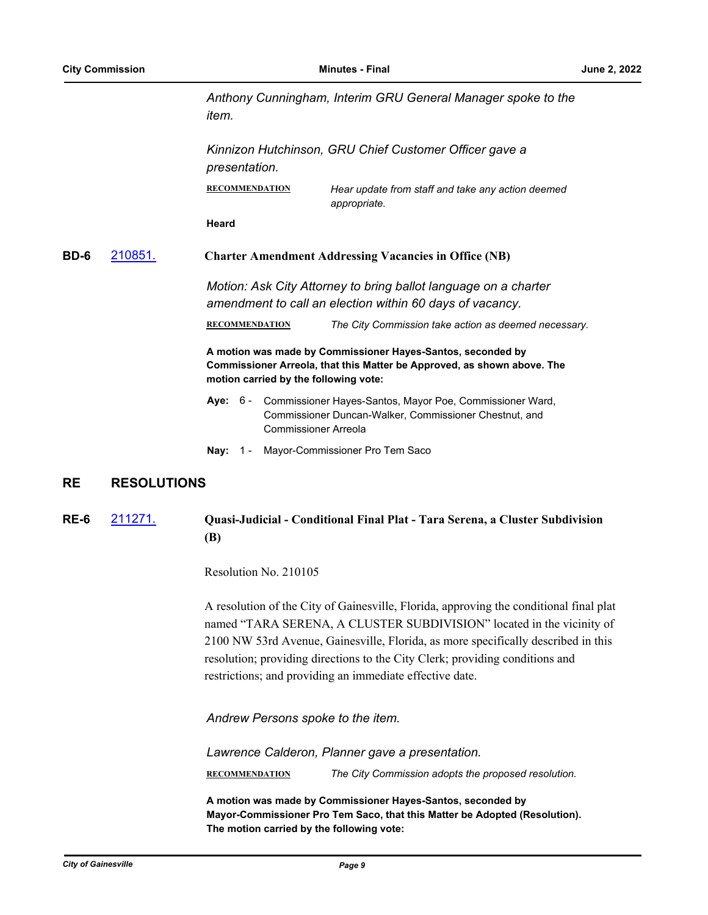*Anthony Cunningham, Interim GRU General Manager spoke to the item.*

*Kinnizon Hutchinson, GRU Chief Customer Officer gave a presentation.*

**RECOMMENDATION** *Hear update from staff and take any action deemed appropriate.*

**Heard**

**BD-6** [210851.](210851.) **Charter Amendment Addressing Vacancies in Office (NB)**

*Motion: Ask City Attorney to bring ballot language on a charter amendment to call an election within 60 days of vacancy.*

**RECOMMENDATION** *The City Commission take action as deemed necessary.*

**A motion was made by Commissioner Hayes-Santos, seconded by Commissioner Arreola, that this Matter be Approved, as shown above. The motion carried by the following vote:**

**Aye:** 6 - Commissioner Hayes-Santos, Mayor Poe, Commissioner Ward, Commissioner Duncan-Walker, Commissioner Chestnut, and Commissioner Arreola

**Nay:** 1 - Mayor-Commissioner Pro Tem Saco

## RE RESOLUTIONS

**RE-6** [211271.](211271.) **Quasi-Judicial - Conditional Final Plat - Tara Serena, a Cluster Subdivision (B)**

Resolution No. 210105

A resolution of the City of Gainesville, Florida, approving the conditional final plat named "TARA SERENA, A CLUSTER SUBDIVISION" located in the vicinity of 2100 NW 53rd Avenue, Gainesville, Florida, as more specifically described in this resolution; providing directions to the City Clerk; providing conditions and restrictions; and providing an immediate effective date.

*Andrew Persons spoke to the item.*

*Lawrence Calderon, Planner gave a presentation.*

**RECOMMENDATION** *The City Commission adopts the proposed resolution.*

**A motion was made by Commissioner Hayes-Santos, seconded by Mayor-Commissioner Pro Tem Saco, that this Matter be Adopted (Resolution). The motion carried by the following vote:**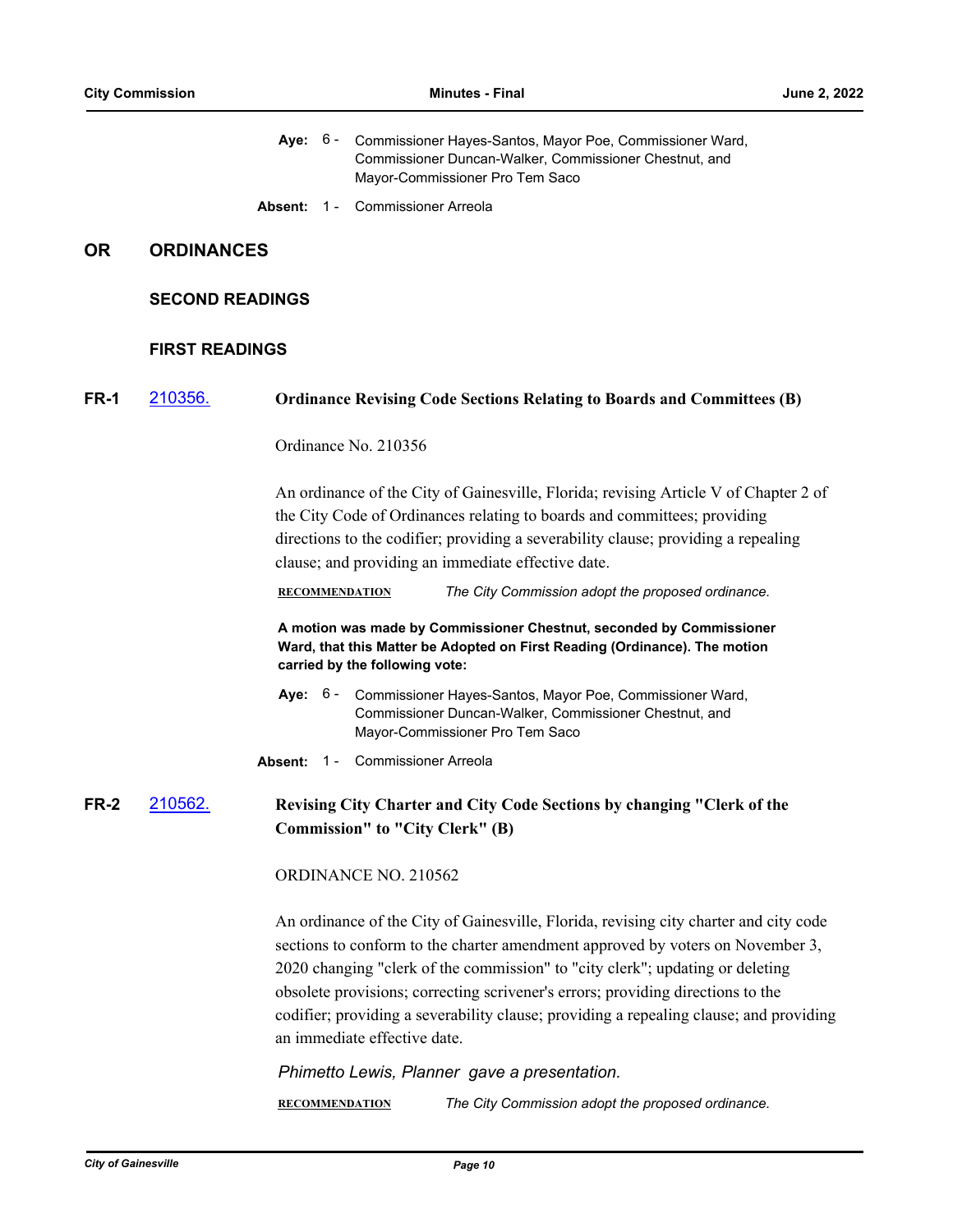**Aye:** 6 - Commissioner Hayes-Santos, Mayor Poe, Commissioner Ward, Commissioner Duncan-Walker, Commissioner Chestnut, and Mayor-Commissioner Pro Tem Saco

**Absent:** 1 - Commissioner Arreola

# OR ORDINANCES

## SECOND READINGS

## FIRST READINGS

**FR-1** [210356.](210356.) **Ordinance Revising Code Sections Relating to Boards and Committees (B)**

Ordinance No. 210356

An ordinance of the City of Gainesville, Florida; revising Article V of Chapter 2 of the City Code of Ordinances relating to boards and committees; providing directions to the codifier; providing a severability clause; providing a repealing clause; and providing an immediate effective date.

**RECOMMENDATION** *The City Commission adopt the proposed ordinance.*

**A motion was made by Commissioner Chestnut, seconded by Commissioner Ward, that this Matter be Adopted on First Reading (Ordinance). The motion carried by the following vote:**

**Aye:** 6 - Commissioner Hayes-Santos, Mayor Poe, Commissioner Ward, Commissioner Duncan-Walker, Commissioner Chestnut, and Mayor-Commissioner Pro Tem Saco

**Absent:** 1 - Commissioner Arreola

**FR-2** [210562.](210562.) **Revising City Charter and City Code Sections by changing "Clerk of the Commission" to "City Clerk" (B)**

ORDINANCE NO. 210562

An ordinance of the City of Gainesville, Florida, revising city charter and city code sections to conform to the charter amendment approved by voters on November 3, 2020 changing "clerk of the commission" to "city clerk"; updating or deleting obsolete provisions; correcting scrivener's errors; providing directions to the codifier; providing a severability clause; providing a repealing clause; and providing an immediate effective date.

*Phimetto Lewis, Planner gave a presentation.*

**RECOMMENDATION** *The City Commission adopt the proposed ordinance.*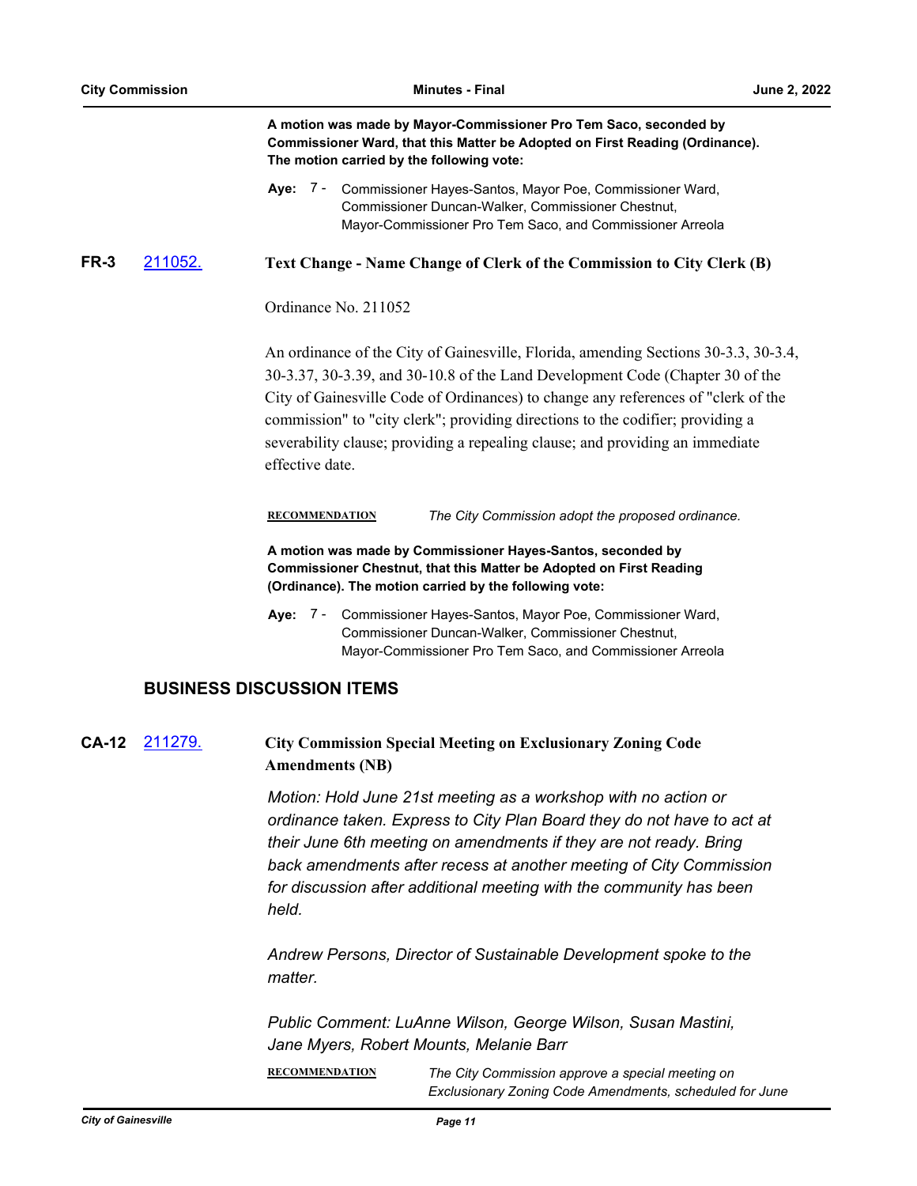**A motion was made by Mayor-Commissioner Pro Tem Saco, seconded by Commissioner Ward, that this Matter be Adopted on First Reading (Ordinance). The motion carried by the following vote:**

**Aye:** 7 - Commissioner Hayes-Santos, Mayor Poe, Commissioner Ward, Commissioner Duncan-Walker, Commissioner Chestnut, Mayor-Commissioner Pro Tem Saco, and Commissioner Arreola

**FR-3** [211052.](211052.) **Text Change - Name Change of Clerk of the Commission to City Clerk (B)**

Ordinance No. 211052

An ordinance of the City of Gainesville, Florida, amending Sections 30-3.3, 30-3.4, 30-3.37, 30-3.39, and 30-10.8 of the Land Development Code (Chapter 30 of the City of Gainesville Code of Ordinances) to change any references of "clerk of the commission" to "city clerk"; providing directions to the codifier; providing a severability clause; providing a repealing clause; and providing an immediate effective date.

**RECOMMENDATION** *The City Commission adopt the proposed ordinance.*

**A motion was made by Commissioner Hayes-Santos, seconded by Commissioner Chestnut, that this Matter be Adopted on First Reading (Ordinance). The motion carried by the following vote:**

**Aye:** 7 - Commissioner Hayes-Santos, Mayor Poe, Commissioner Ward, Commissioner Duncan-Walker, Commissioner Chestnut, Mayor-Commissioner Pro Tem Saco, and Commissioner Arreola

## BUSINESS DISCUSSION ITEMS

**CA-12** [211279.](211279.) **City Commission Special Meeting on Exclusionary Zoning Code Amendments (NB)**

*Motion: Hold June 21st meeting as a workshop with no action or ordinance taken. Express to City Plan Board they do not have to act at their June 6th meeting on amendments if they are not ready. Bring back amendments after recess at another meeting of City Commission for discussion after additional meeting with the community has been held.*

*Andrew Persons, Director of Sustainable Development spoke to the matter.*

*Public Comment: LuAnne Wilson, George Wilson, Susan Mastini, Jane Myers, Robert Mounts, Melanie Barr*

**RECOMMENDATION** *The City Commission approve a special meeting on Exclusionary Zoning Code Amendments, scheduled for June*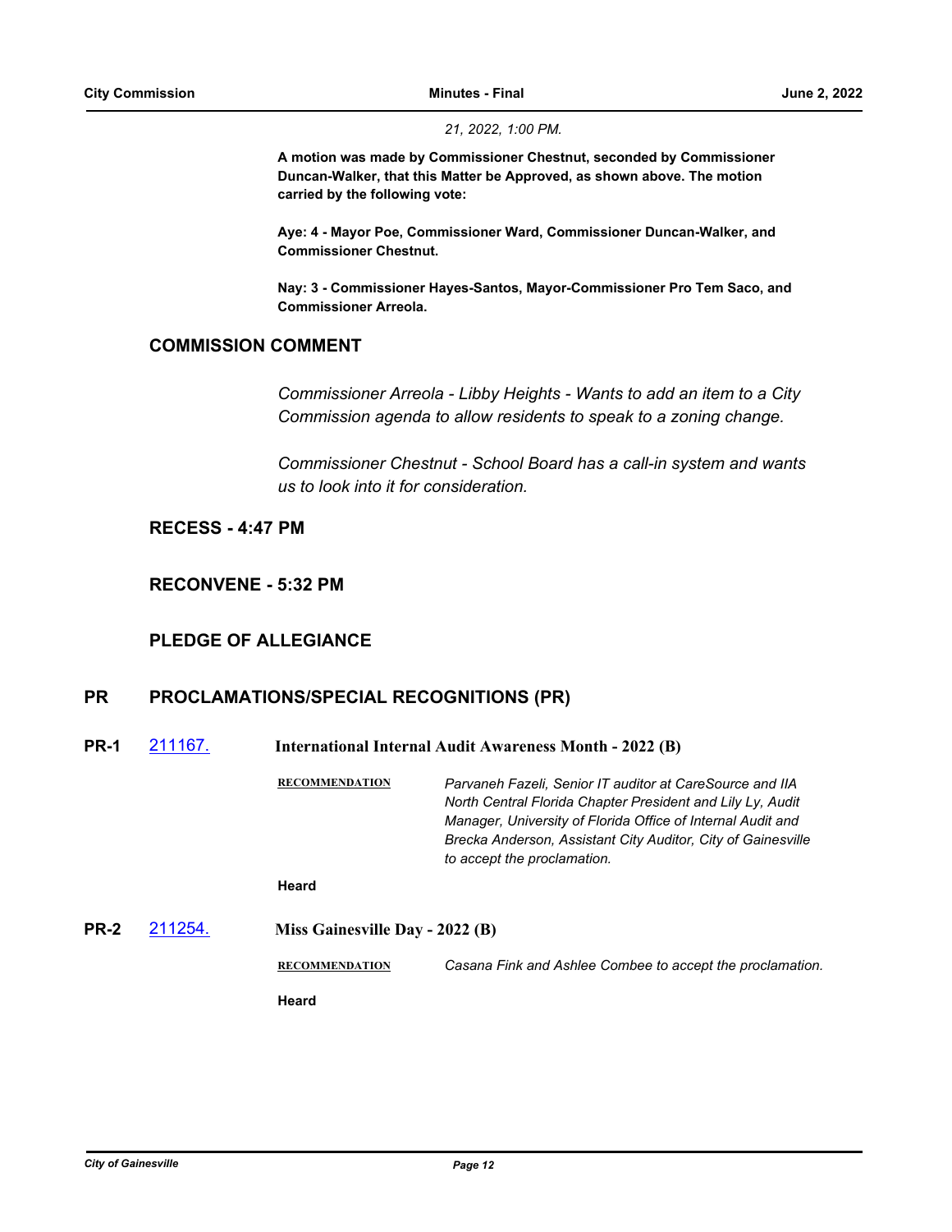*21, 2022, 1:00 PM.*

**A motion was made by Commissioner Chestnut, seconded by Commissioner Duncan-Walker, that this Matter be Approved, as shown above. The motion carried by the following vote:**

**Aye: 4 - Mayor Poe, Commissioner Ward, Commissioner Duncan-Walker, and Commissioner Chestnut.**

**Nay: 3 - Commissioner Hayes-Santos, Mayor-Commissioner Pro Tem Saco, and Commissioner Arreola.**

## COMMISSION COMMENT

*Commissioner Arreola - Libby Heights - Wants to add an item to a City Commission agenda to allow residents to speak to a zoning change.*

*Commissioner Chestnut - School Board has a call-in system and wants us to look into it for consideration.*

## RECESS - 4:47 PM

## RECONVENE - 5:32 PM

## PLEDGE OF ALLEGIANCE

## PR PROCLAMATIONS/SPECIAL RECOGNITIONS (PR)

**PR-1** [211167.](211167.) **International Internal Audit Awareness Month - 2022 (B)**

**RECOMMENDATION** *Parvaneh Fazeli, Senior IT auditor at CareSource and IIA North Central Florida Chapter President and Lily Ly, Audit Manager, University of Florida Office of Internal Audit and Brecka Anderson, Assistant City Auditor, City of Gainesville to accept the proclamation.*

**Heard**

**PR-2** [211254.](211254.) **Miss Gainesville Day - 2022 (B)**

**RECOMMENDATION** *Casana Fink and Ashlee Combee to accept the proclamation.*

**Heard**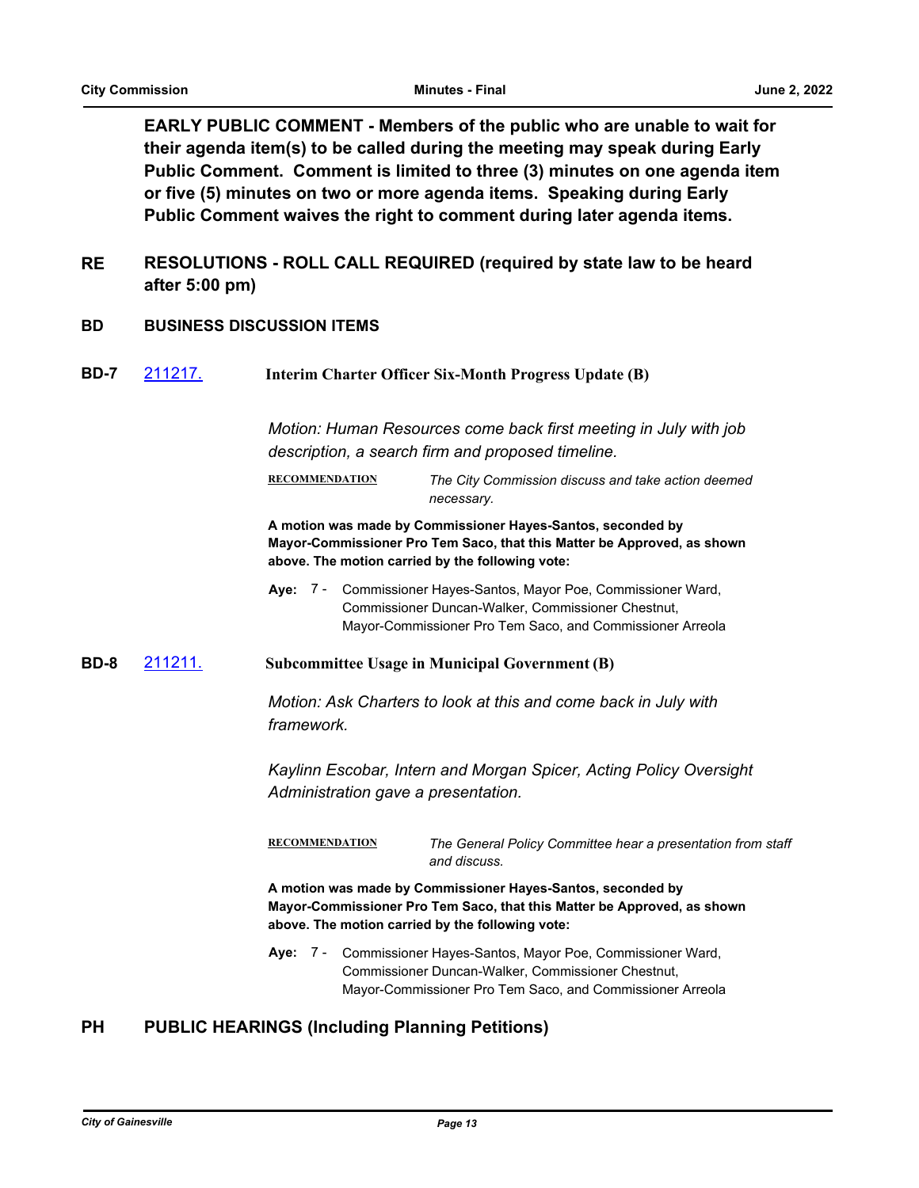**EARLY PUBLIC COMMENT - Members of the public who are unable to wait for their agenda item(s) to be called during the meeting may speak during Early Public Comment. Comment is limited to three (3) minutes on one agenda item or five (5) minutes on two or more agenda items. Speaking during Early Public Comment waives the right to comment during later agenda items.**

## RE RESOLUTIONS - ROLL CALL REQUIRED (required by state law to be heard after 5:00 pm)

## BD BUSINESS DISCUSSION ITEMS

### BD-7 [211217.](211217.) Interim Charter Officer Six-Month Progress Update (B)

*Motion: Human Resources come back first meeting in July with job description, a search firm and proposed timeline.*

**RECOMMENDATION** *The City Commission discuss and take action deemed necessary.*

**A motion was made by Commissioner Hayes-Santos, seconded by Mayor-Commissioner Pro Tem Saco, that this Matter be Approved, as shown above. The motion carried by the following vote:**

**Aye:** 7 - Commissioner Hayes-Santos, Mayor Poe, Commissioner Ward, Commissioner Duncan-Walker, Commissioner Chestnut, Mayor-Commissioner Pro Tem Saco, and Commissioner Arreola

### BD-8 [211211.](211211.) Subcommittee Usage in Municipal Government (B)

*Motion: Ask Charters to look at this and come back in July with framework.*

*Kaylinn Escobar, Intern and Morgan Spicer, Acting Policy Oversight Administration gave a presentation.*

**RECOMMENDATION** *The General Policy Committee hear a presentation from staff and discuss.*

**A motion was made by Commissioner Hayes-Santos, seconded by Mayor-Commissioner Pro Tem Saco, that this Matter be Approved, as shown above. The motion carried by the following vote:**

**Aye:** 7 - Commissioner Hayes-Santos, Mayor Poe, Commissioner Ward, Commissioner Duncan-Walker, Commissioner Chestnut, Mayor-Commissioner Pro Tem Saco, and Commissioner Arreola

## PH PUBLIC HEARINGS (Including Planning Petitions)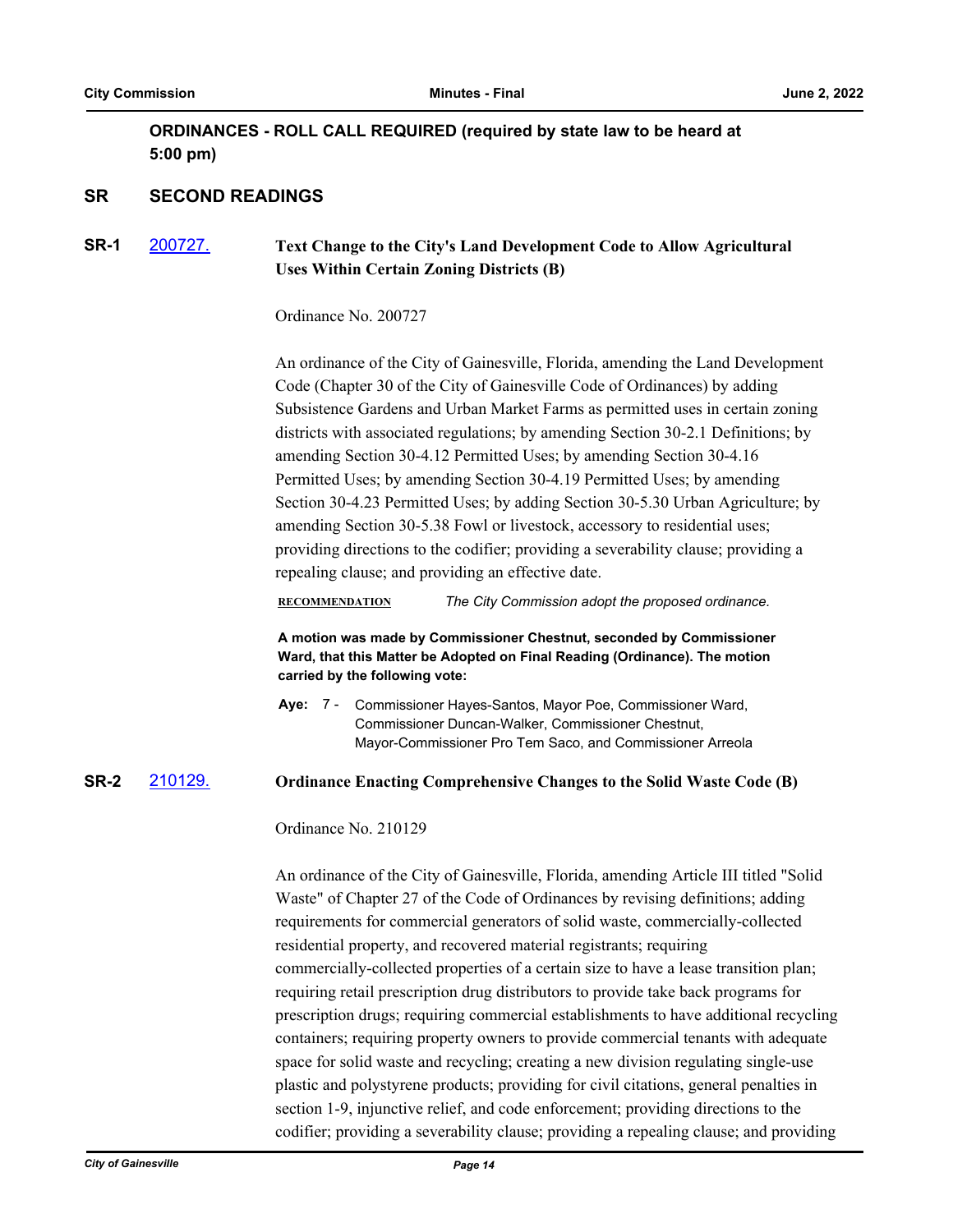**ORDINANCES - ROLL CALL REQUIRED (required by state law to be heard at 5:00 pm)**

## SR SECONDARY READINGS

### SR-1 [200727.](200727.) Text Change to the City's Land Development Code to Allow Agricultural Uses Within Certain Zoning Districts (B)

Ordinance No. 200727

An ordinance of the City of Gainesville, Florida, amending the Land Development Code (Chapter 30 of the City of Gainesville Code of Ordinances) by adding Subsistence Gardens and Urban Market Farms as permitted uses in certain zoning districts with associated regulations; by amending Section 30-2.1 Definitions; by amending Section 30-4.12 Permitted Uses; by amending Section 30-4.16 Permitted Uses; by amending Section 30-4.19 Permitted Uses; by amending Section 30-4.23 Permitted Uses; by adding Section 30-5.30 Urban Agriculture; by amending Section 30-5.38 Fowl or livestock, accessory to residential uses; providing directions to the codifier; providing a severability clause; providing a repealing clause; and providing an effective date.

**RECOMMENDATION** *The City Commission adopt the proposed ordinance.*

**A motion was made by Commissioner Chestnut, seconded by Commissioner Ward, that this Matter be Adopted on Final Reading (Ordinance). The motion carried by the following vote:**

**Aye:** 7 - Commissioner Hayes-Santos, Mayor Poe, Commissioner Ward, Commissioner Duncan-Walker, Commissioner Chestnut, Mayor-Commissioner Pro Tem Saco, and Commissioner Arreola

### SR-2 [210129.](210129.) Ordinance Enacting Comprehensive Changes to the Solid Waste Code (B)

Ordinance No. 210129

An ordinance of the City of Gainesville, Florida, amending Article III titled "Solid Waste" of Chapter 27 of the Code of Ordinances by revising definitions; adding requirements for commercial generators of solid waste, commercially-collected residential property, and recovered material registrants; requiring commercially-collected properties of a certain size to have a lease transition plan; requiring retail prescription drug distributors to provide take back programs for prescription drugs; requiring commercial establishments to have additional recycling containers; requiring property owners to provide commercial tenants with adequate space for solid waste and recycling; creating a new division regulating single-use plastic and polystyrene products; providing for civil citations, general penalties in section 1-9, injunctive relief, and code enforcement; providing directions to the codifier; providing a severability clause; providing a repealing clause; and providing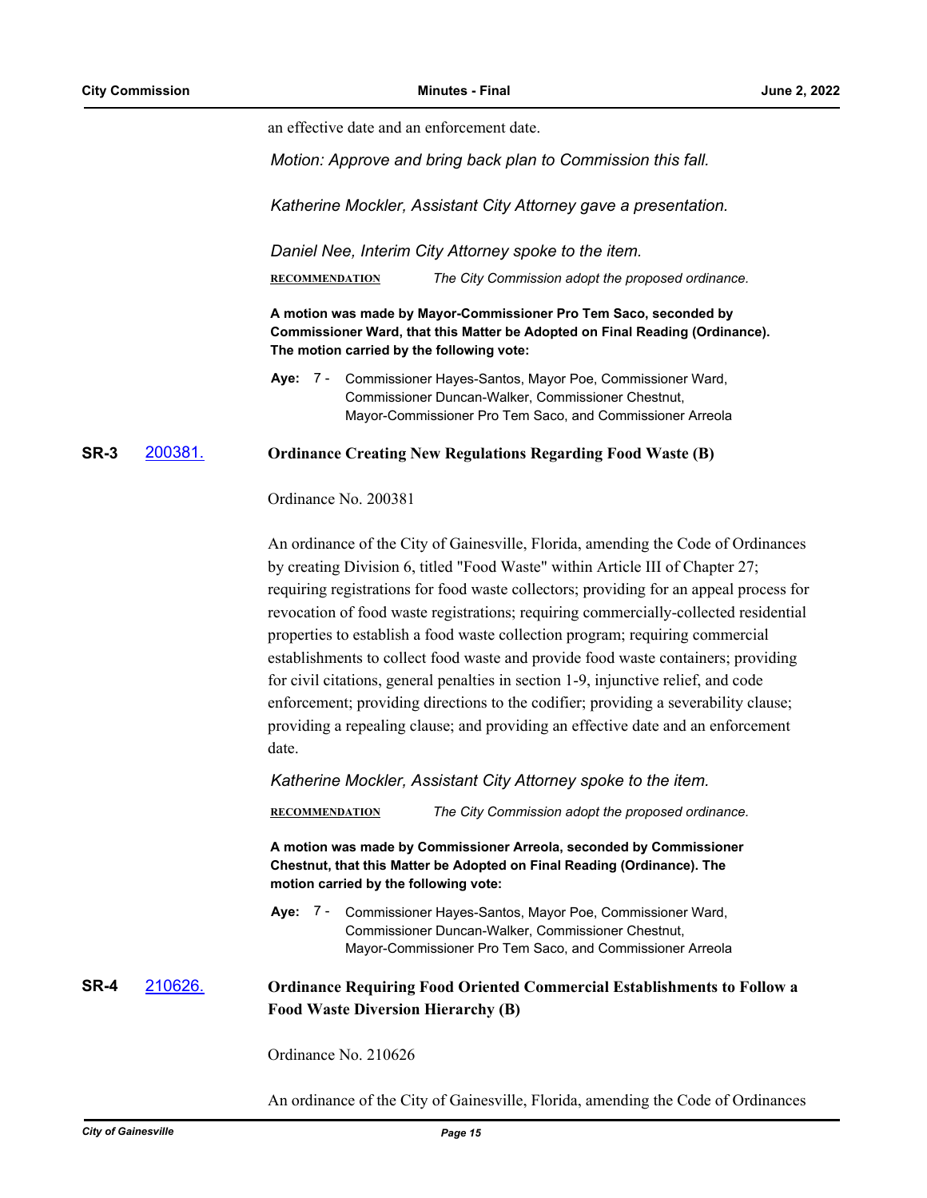an effective date and an enforcement date.

*Motion: Approve and bring back plan to Commission this fall.*

*Katherine Mockler, Assistant City Attorney gave a presentation.*

*Daniel Nee, Interim City Attorney spoke to the item.*

**RECOMMENDATION** *The City Commission adopt the proposed ordinance.*

**A motion was made by Mayor-Commissioner Pro Tem Saco, seconded by Commissioner Ward, that this Matter be Adopted on Final Reading (Ordinance). The motion carried by the following vote:**

**Aye:** 7 - Commissioner Hayes-Santos, Mayor Poe, Commissioner Ward, Commissioner Duncan-Walker, Commissioner Chestnut, Mayor-Commissioner Pro Tem Saco, and Commissioner Arreola

## SR-3 200381. Ordinance Creating New Regulations Regarding Food Waste (B)

Ordinance No. 200381

An ordinance of the City of Gainesville, Florida, amending the Code of Ordinances by creating Division 6, titled "Food Waste" within Article III of Chapter 27; requiring registrations for food waste collectors; providing for an appeal process for revocation of food waste registrations; requiring commercially-collected residential properties to establish a food waste collection program; requiring commercial establishments to collect food waste and provide food waste containers; providing for civil citations, general penalties in section 1-9, injunctive relief, and code enforcement; providing directions to the codifier; providing a severability clause; providing a repealing clause; and providing an effective date and an enforcement date.

*Katherine Mockler, Assistant City Attorney spoke to the item.*

**RECOMMENDATION** *The City Commission adopt the proposed ordinance.*

**A motion was made by Commissioner Arreola, seconded by Commissioner Chestnut, that this Matter be Adopted on Final Reading (Ordinance). The motion carried by the following vote:**

**Aye:** 7 - Commissioner Hayes-Santos, Mayor Poe, Commissioner Ward, Commissioner Duncan-Walker, Commissioner Chestnut, Mayor-Commissioner Pro Tem Saco, and Commissioner Arreola

## SR-4 210626. Ordinance Requiring Food Oriented Commercial Establishments to Follow a Food Waste Diversion Hierarchy (B)

Ordinance No. 210626

An ordinance of the City of Gainesville, Florida, amending the Code of Ordinances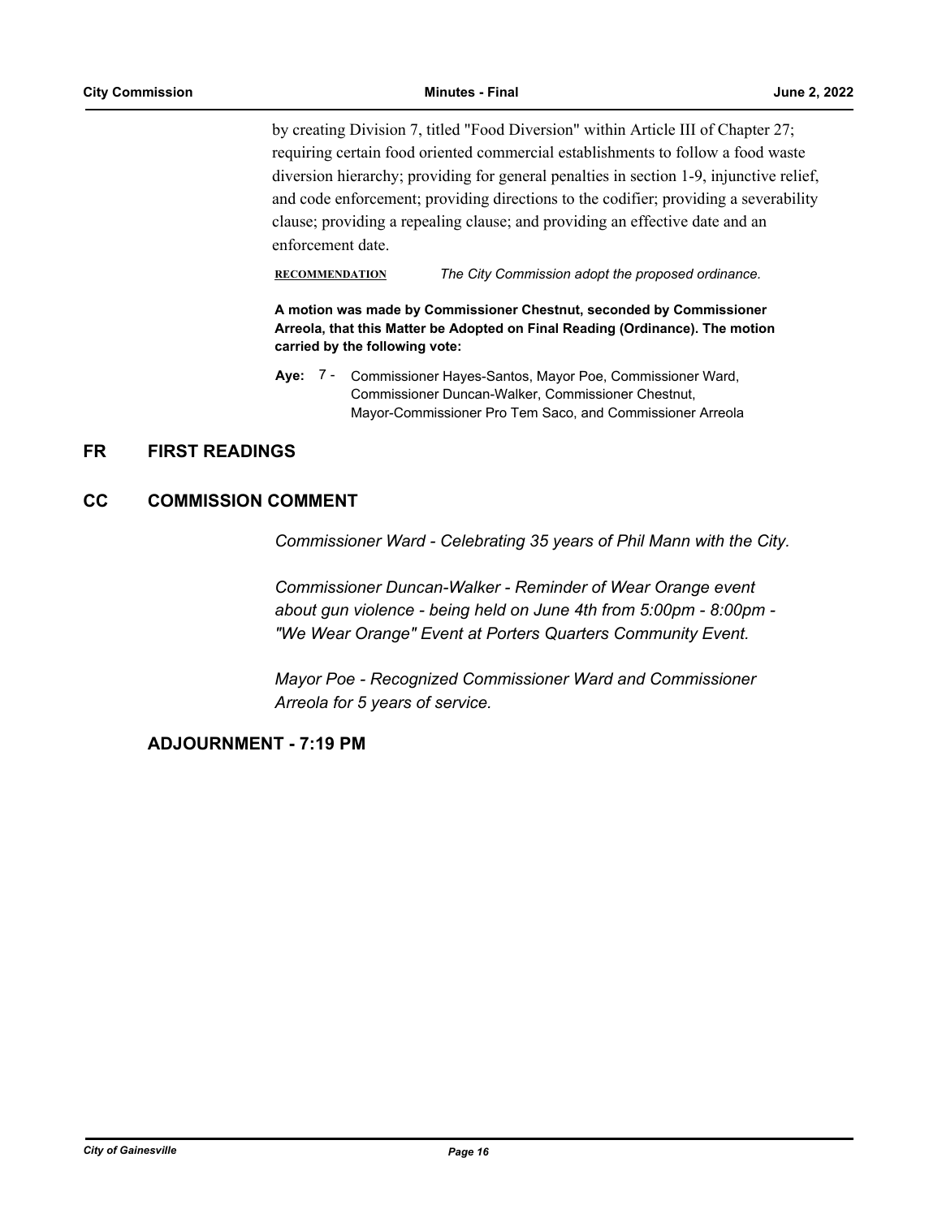by creating Division 7, titled "Food Diversion" within Article III of Chapter 27; requiring certain food oriented commercial establishments to follow a food waste diversion hierarchy; providing for general penalties in section 1-9, injunctive relief, and code enforcement; providing directions to the codifier; providing a severability clause; providing a repealing clause; and providing an effective date and an enforcement date.

**RECOMMENDATION** *The City Commission adopt the proposed ordinance.*

**A motion was made by Commissioner Chestnut, seconded by Commissioner Arreola, that this Matter be Adopted on Final Reading (Ordinance). The motion carried by the following vote:**

**Aye:** 7 - Commissioner Hayes-Santos, Mayor Poe, Commissioner Ward, Commissioner Duncan-Walker, Commissioner Chestnut, Mayor-Commissioner Pro Tem Saco, and Commissioner Arreola

## FR FIRST READINGS

## CC COMMISSION COMMENT

*Commissioner Ward - Celebrating 35 years of Phil Mann with the City.*

*Commissioner Duncan-Walker - Reminder of Wear Orange event about gun violence - being held on June 4th from 5:00pm - 8:00pm - "We Wear Orange" Event at Porters Quarters Community Event.*

*Mayor Poe - Recognized Commissioner Ward and Commissioner Arreola for 5 years of service.*

## ADJOURNMENT - 7:19 PM